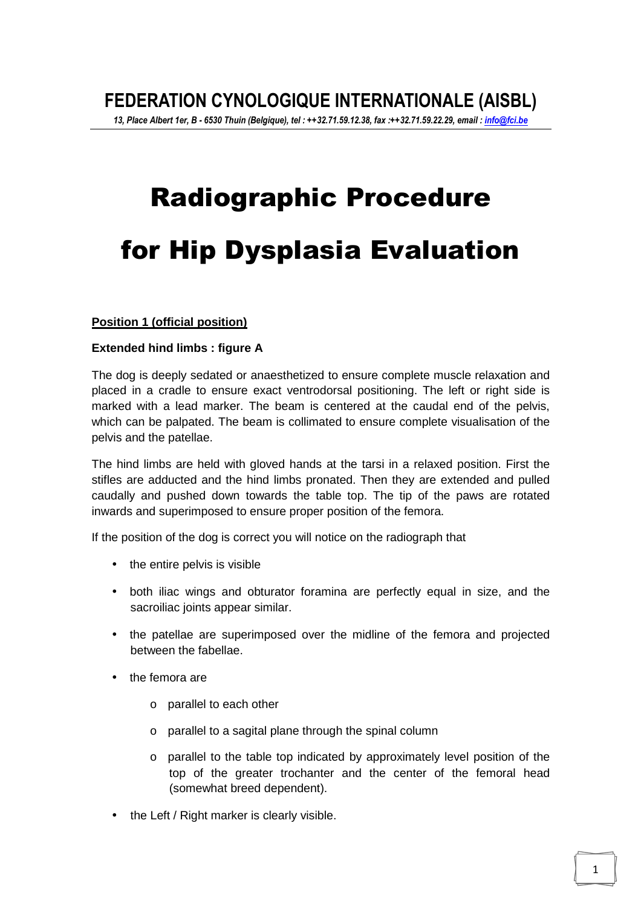# FEDERATION CYNOLOGIQUE INTERNATIONALE (AISBL)

*13, Place Albert 1er, B - 6530 Thuin (Belgique), tel : ++32.71.59.12.38, fax :++32.71.59.22.29, email : info@fci.be*

# Radiographic Procedure for Hip Dysplasia Evaluation

**Position 1 (official position)**

**Extended hind limbs : figure A**

The dog is deeply sedated or anaesthetized to ensure complete muscle relaxation and placed in a cradle to ensure exact ventrodorsal positioning. The left or right side is marked with a lead marker. The beam is centered at the caudal end of the pelvis, which can be palpated. The beam is collimated to ensure complete visualisation of the pelvis and the patellae.

The hind limbs are held with gloved hands at the tarsi in a relaxed position. First the stifles are adducted and the hind limbs pronated. Then they are extended and pulled caudally and pushed down towards the table top. The tip of the paws are rotated inwards and superimposed to ensure proper position of the femora.

If the position of the dog is correct you will notice on the radiograph that

- the entire pelvis is visible
- both iliac wings and obturator foramina are perfectly equal in size, and the sacroiliac joints appear similar.
- the patellae are superimposed over the midline of the femora and projected between the fabellae.
- the femora are
  - parallel to each other
  - parallel to a sagital plane through the spinal column
  - parallel to the table top indicated by approximately level position of the top of the greater trochanter and the center of the femoral head (somewhat breed dependent).
- the Left / Right marker is clearly visible.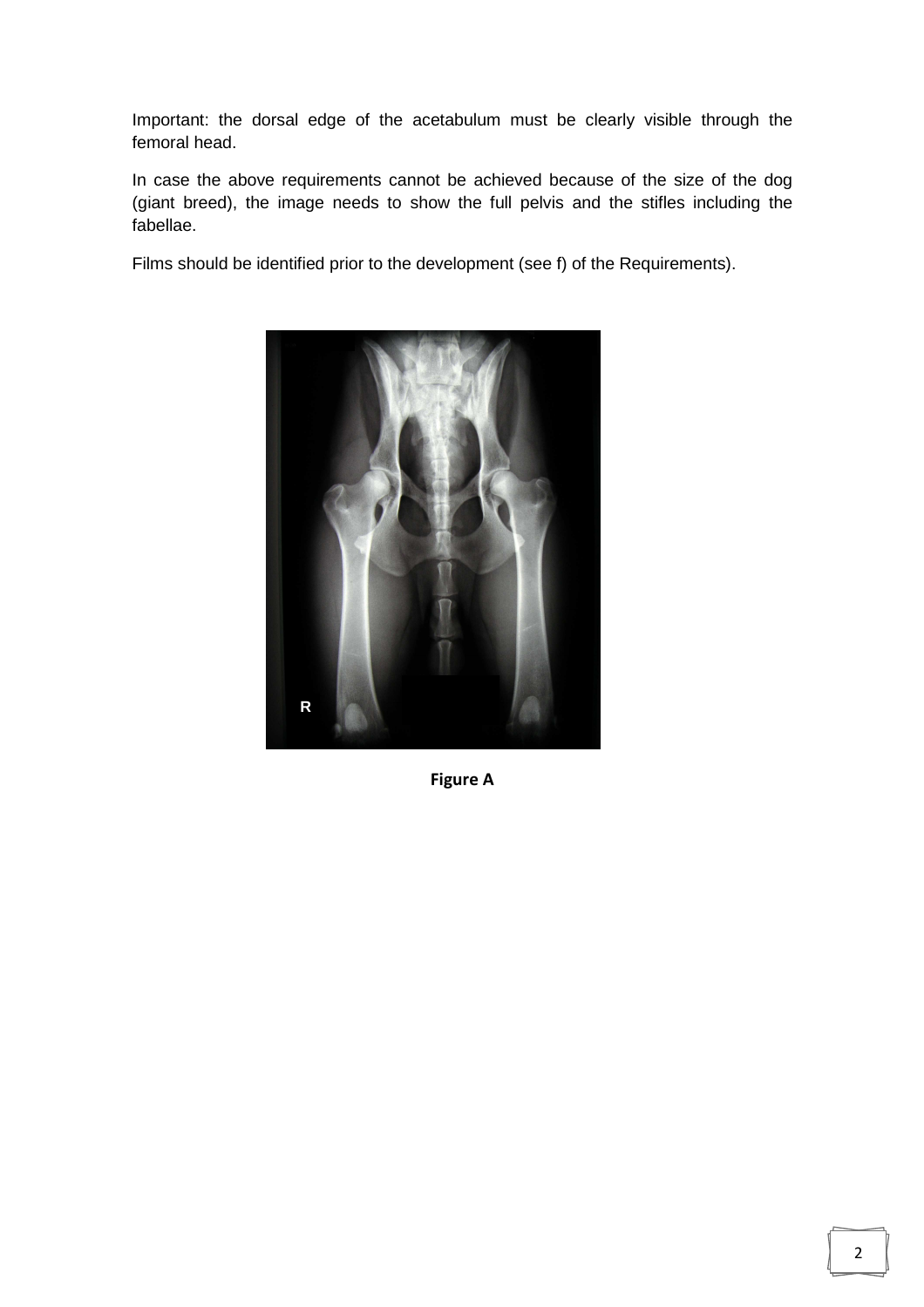Important: the dorsal edge of the acetabulum must be clearly visible through the femoral head.

In case the above requirements cannot be achieved because of the size of the dog (giant breed), the image needs to show the full pelvis and the stifles including the fabellae.

Films should be identified prior to the development (see f) of the Requirements).

**Figure A**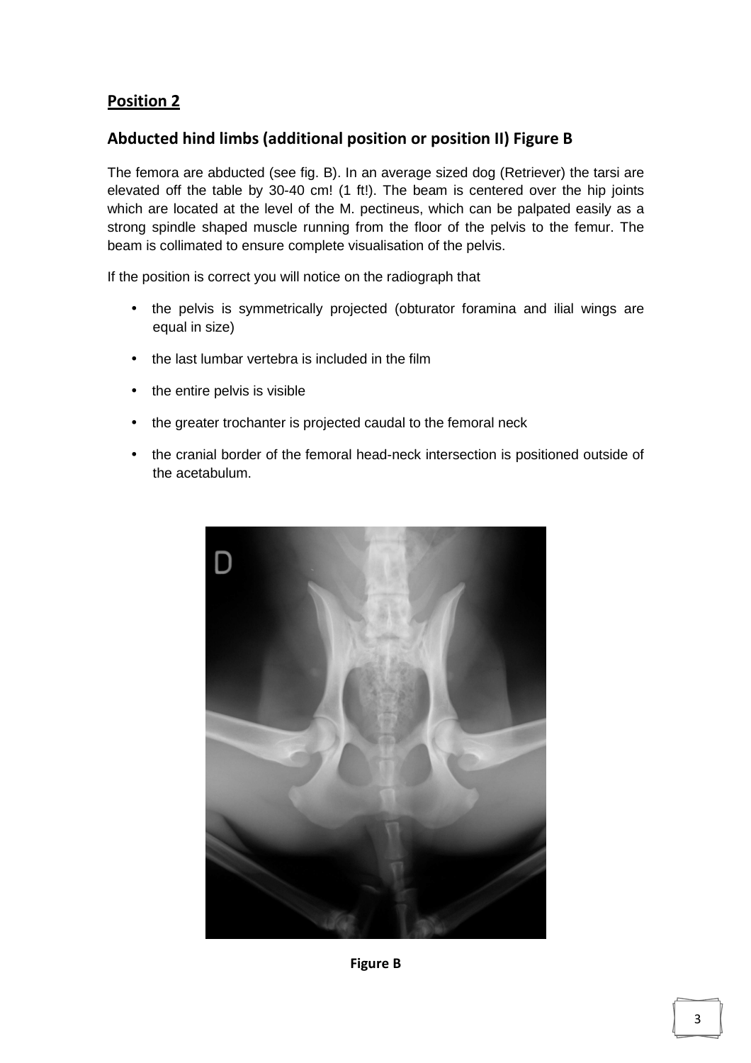## Position 2

### Abducted hind limbs (additional position or position II) Figure B

The femora are abducted (see fig. B). In an average sized dog (Retriever) the tarsi are elevated off the table by 30-40 cm! (1 ft!). The beam is centered over the hip joints which are located at the level of the M. pectineus, which can be palpated easily as a strong spindle shaped muscle running from the floor of the pelvis to the femur. The beam is collimated to ensure complete visualisation of the pelvis.

If the position is correct you will notice on the radiograph that

- the pelvis is symmetrically projected (obturator foramina and ilial wings are equal in size)
- the last lumbar vertebra is included in the film
- the entire pelvis is visible
- the greater trochanter is projected caudal to the femoral neck
- the cranial border of the femoral head-neck intersection is positioned outside of the acetabulum.

**Figure B**